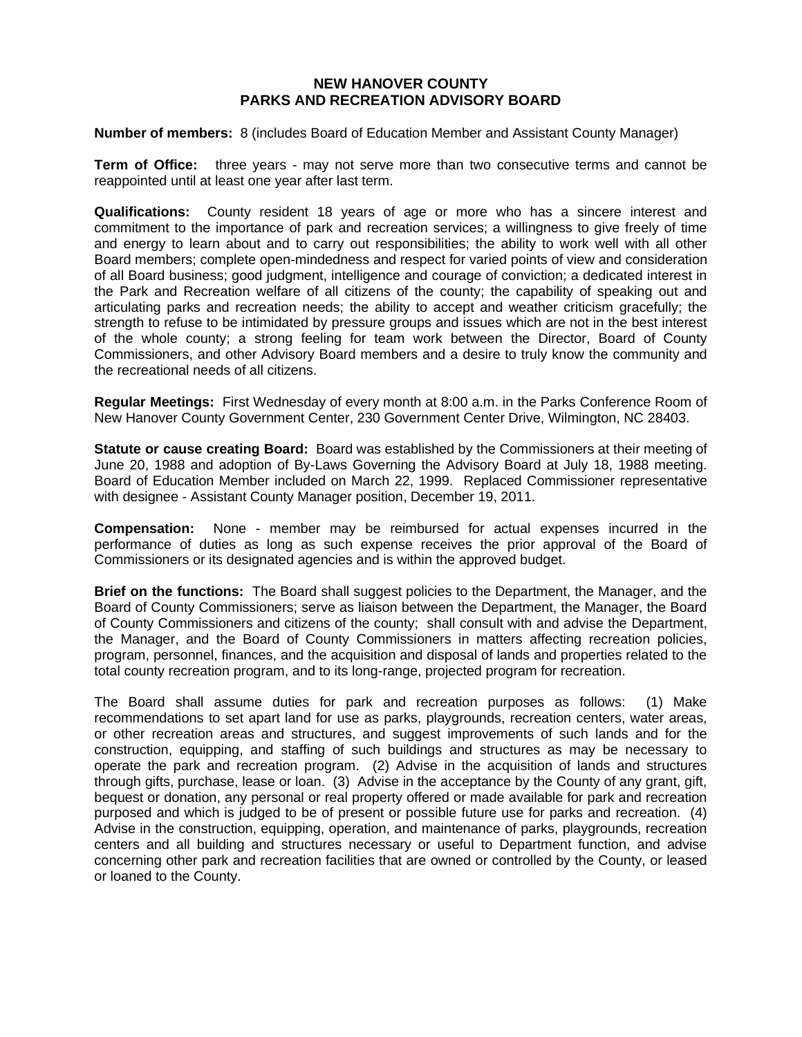# NEW HANOVER COUNTY
## PARKS AND RECREATION ADVISORY BOARD

**Number of members:** 8 (includes Board of Education Member and Assistant County Manager)

**Term of Office:** three years - may not serve more than two consecutive terms and cannot be reappointed until at least one year after last term.

**Qualifications:** County resident 18 years of age or more who has a sincere interest and commitment to the importance of park and recreation services; a willingness to give freely of time and energy to learn about and to carry out responsibilities; the ability to work well with all other Board members; complete open-mindedness and respect for varied points of view and consideration of all Board business; good judgment, intelligence and courage of conviction; a dedicated interest in the Park and Recreation welfare of all citizens of the county; the capability of speaking out and articulating parks and recreation needs; the ability to accept and weather criticism gracefully; the strength to refuse to be intimidated by pressure groups and issues which are not in the best interest of the whole county; a strong feeling for team work between the Director, Board of County Commissioners, and other Advisory Board members and a desire to truly know the community and the recreational needs of all citizens.

**Regular Meetings:** First Wednesday of every month at 8:00 a.m. in the Parks Conference Room of New Hanover County Government Center, 230 Government Center Drive, Wilmington, NC 28403.

**Statute or cause creating Board:** Board was established by the Commissioners at their meeting of June 20, 1988 and adoption of By-Laws Governing the Advisory Board at July 18, 1988 meeting. Board of Education Member included on March 22, 1999. Replaced Commissioner representative with designee - Assistant County Manager position, December 19, 2011.

**Compensation:** None - member may be reimbursed for actual expenses incurred in the performance of duties as long as such expense receives the prior approval of the Board of Commissioners or its designated agencies and is within the approved budget.

**Brief on the functions:** The Board shall suggest policies to the Department, the Manager, and the Board of County Commissioners; serve as liaison between the Department, the Manager, the Board of County Commissioners and citizens of the county; shall consult with and advise the Department, the Manager, and the Board of County Commissioners in matters affecting recreation policies, program, personnel, finances, and the acquisition and disposal of lands and properties related to the total county recreation program, and to its long-range, projected program for recreation.

The Board shall assume duties for park and recreation purposes as follows: (1) Make recommendations to set apart land for use as parks, playgrounds, recreation centers, water areas, or other recreation areas and structures, and suggest improvements of such lands and for the construction, equipping, and staffing of such buildings and structures as may be necessary to operate the park and recreation program. (2) Advise in the acquisition of lands and structures through gifts, purchase, lease or loan. (3) Advise in the acceptance by the County of any grant, gift, bequest or donation, any personal or real property offered or made available for park and recreation purposed and which is judged to be of present or possible future use for parks and recreation. (4) Advise in the construction, equipping, operation, and maintenance of parks, playgrounds, recreation centers and all building and structures necessary or useful to Department function, and advise concerning other park and recreation facilities that are owned or controlled by the County, or leased or loaned to the County.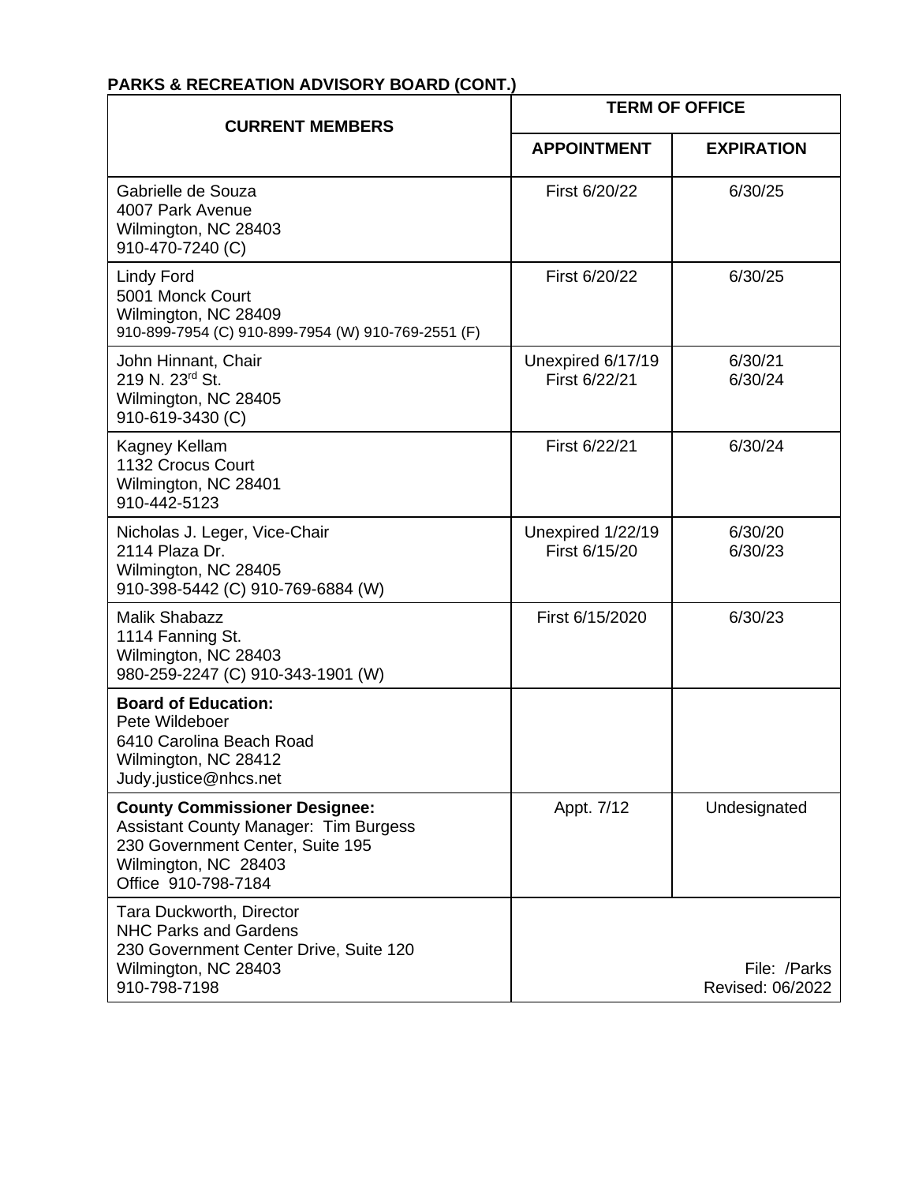## PARKS & RECREATION ADVISORY BOARD (CONT.)

| CURRENT MEMBERS | TERM OF OFFICE | |
|---|---|---|
| | **APPOINTMENT** | **EXPIRATION** |
| Gabrielle de Souza<br>4007 Park Avenue<br>Wilmington, NC 28403<br>910-470-7240 (C) | First 6/20/22 | 6/30/25 |
| Lindy Ford<br>5001 Monck Court<br>Wilmington, NC 28409<br>910-899-7954 (C) 910-899-7954 (W) 910-769-2551 (F) | First 6/20/22 | 6/30/25 |
| John Hinnant, Chair<br>219 N. 23rd St.<br>Wilmington, NC 28405<br>910-619-3430 (C) | Unexpired 6/17/19<br>First 6/22/21 | 6/30/21<br>6/30/24 |
| Kagney Kellam<br>1132 Crocus Court<br>Wilmington, NC 28401<br>910-442-5123 | First 6/22/21 | 6/30/24 |
| Nicholas J. Leger, Vice-Chair<br>2114 Plaza Dr.<br>Wilmington, NC 28405<br>910-398-5442 (C) 910-769-6884 (W) | Unexpired 1/22/19<br>First 6/15/20 | 6/30/20<br>6/30/23 |
| Malik Shabazz<br>1114 Fanning St.<br>Wilmington, NC 28403<br>980-259-2247 (C) 910-343-1901 (W) | First 6/15/2020 | 6/30/23 |
| **Board of Education:**<br>Pete Wildeboer<br>6410 Carolina Beach Road<br>Wilmington, NC 28412<br>Judy.justice@nhcs.net | | |
| **County Commissioner Designee:**<br>Assistant County Manager: Tim Burgess<br>230 Government Center, Suite 195<br>Wilmington, NC 28403<br>Office 910-798-7184 | Appt. 7/12 | Undesignated |
| Tara Duckworth, Director<br>NHC Parks and Gardens<br>230 Government Center Drive, Suite 120<br>Wilmington, NC 28403<br>910-798-7198 | File: /Parks<br>Revised: 06/2022 | |